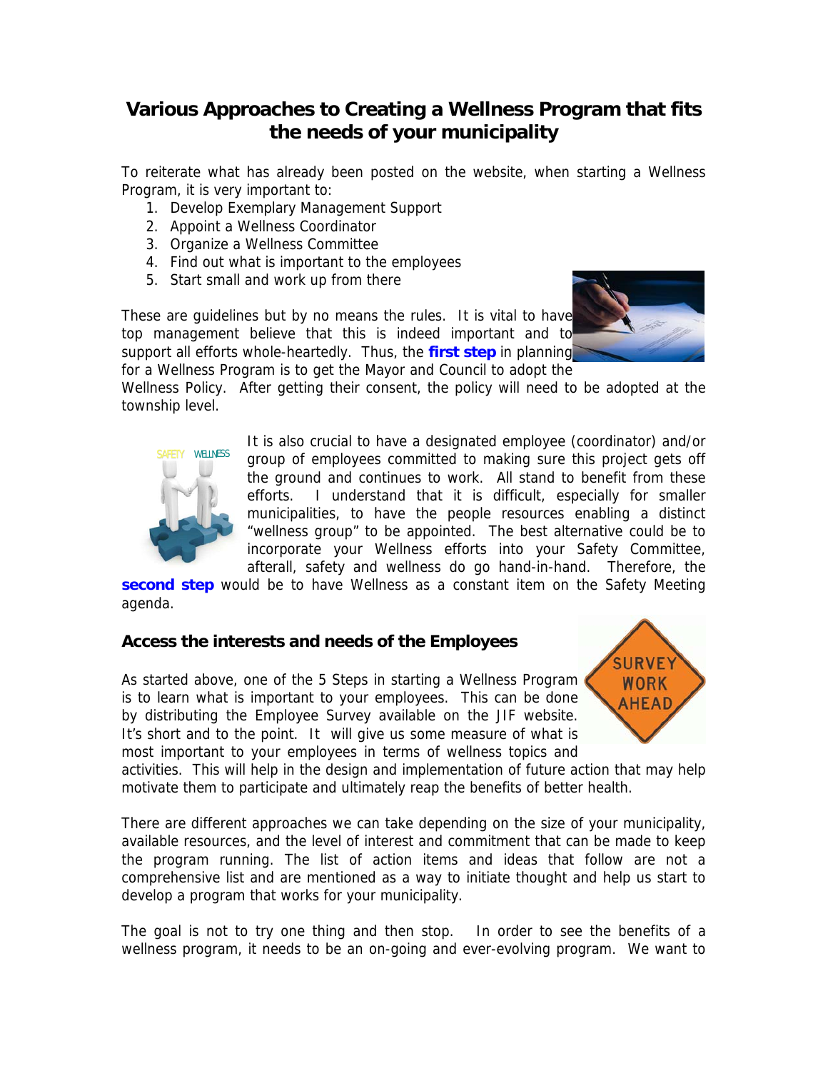# Various Approaches to Creating a Wellness Program that fits the needs of your municipality

To reiterate what has already been posted on the website, when starting a Wellness Program, it is very important to:

1. Develop Exemplary Management Support
2. Appoint a Wellness Coordinator
3. Organize a Wellness Committee
4. Find out what is important to the employees
5. Start small and work up from there

These are guidelines but by no means the rules. It is vital to have top management believe that this is indeed important and to support all efforts whole-heartedly. Thus, the **first step** in planning for a Wellness Program is to get the Mayor and Council to adopt the Wellness Policy. After getting their consent, the policy will need to be adopted at the township level.

It is also crucial to have a designated employee (coordinator) and/or group of employees committed to making sure this project gets off the ground and continues to work. All stand to benefit from these efforts. I understand that it is difficult, especially for smaller municipalities, to have the people resources enabling a distinct "wellness group" to be appointed. The best alternative could be to incorporate your Wellness efforts into your Safety Committee, afterall, safety and wellness do go hand-in-hand. Therefore, the **second step** would be to have Wellness as a constant item on the Safety Meeting agenda.

### Access the interests and needs of the Employees

As started above, one of the 5 Steps in starting a Wellness Program is to learn what is important to your employees. This can be done by distributing the Employee Survey available on the JIF website. It's short and to the point. It will give us some measure of what is most important to your employees in terms of wellness topics and activities. This will help in the design and implementation of future action that may help motivate them to participate and ultimately reap the benefits of better health.

There are different approaches we can take depending on the size of your municipality, available resources, and the level of interest and commitment that can be made to keep the program running. The list of action items and ideas that follow are not a comprehensive list and are mentioned as a way to initiate thought and help us start to develop a program that works for your municipality.

The goal is not to try one thing and then stop. In order to see the benefits of a wellness program, it needs to be an on-going and ever-evolving program. We want to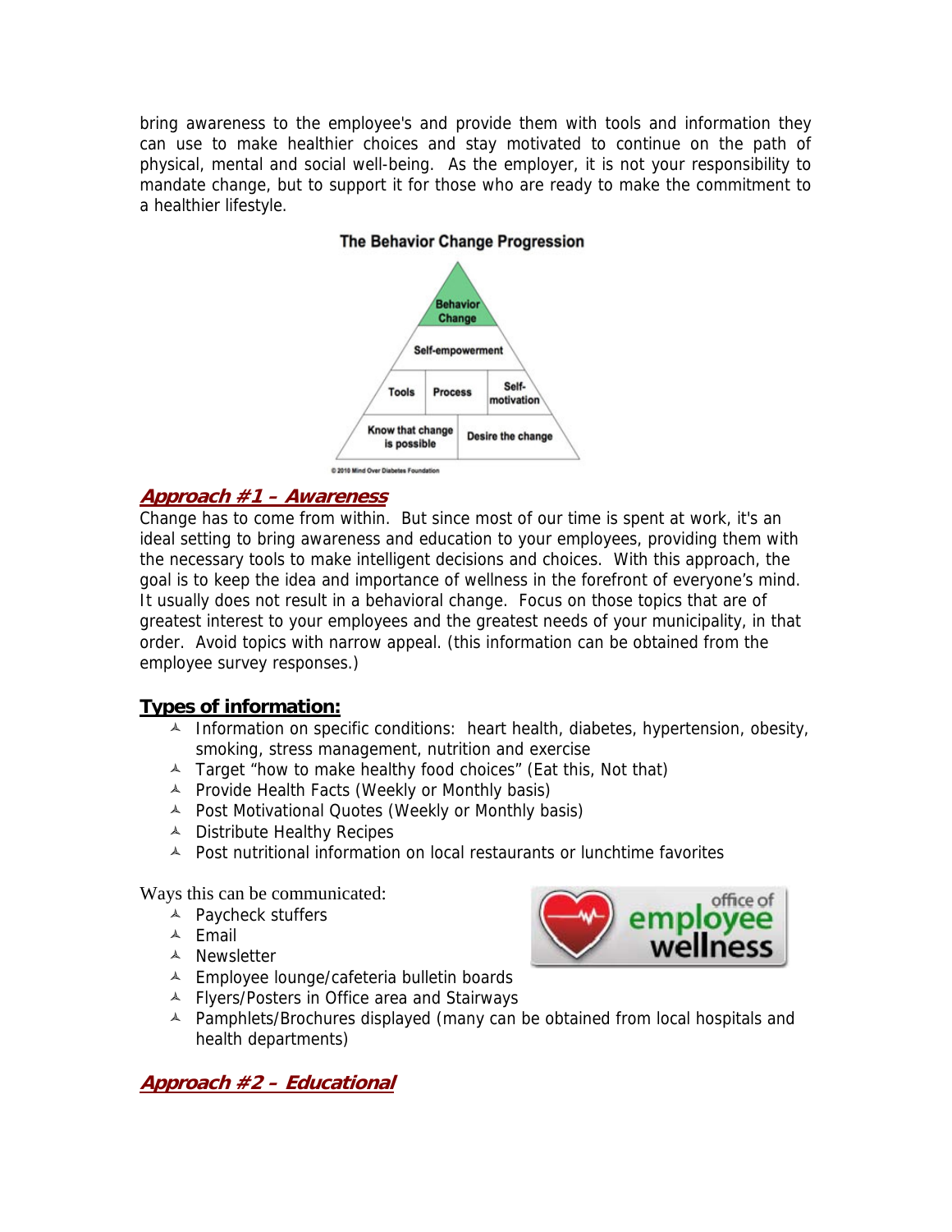bring awareness to the employee's and provide them with tools and information they can use to make healthier choices and stay motivated to continue on the path of physical, mental and social well-being. As the employer, it is not your responsibility to mandate change, but to support it for those who are ready to make the commitment to a healthier lifestyle.

**The Behavior Change Progression**

Behavior Change

Self-empowerment

Tools | Process | Self-motivation

Know that change is possible | Desire the change

© 2010 Mind Over Diabetes Foundation

## Approach #1 – Awareness

Change has to come from within. But since most of our time is spent at work, it's an ideal setting to bring awareness and education to your employees, providing them with the necessary tools to make intelligent decisions and choices. With this approach, the goal is to keep the idea and importance of wellness in the forefront of everyone's mind. It usually does not result in a behavioral change. Focus on those topics that are of greatest interest to your employees and the greatest needs of your municipality, in that order. Avoid topics with narrow appeal. (this information can be obtained from the employee survey responses.)

### Types of information:

- Information on specific conditions: heart health, diabetes, hypertension, obesity, smoking, stress management, nutrition and exercise
- Target "how to make healthy food choices" (Eat this, Not that)
- Provide Health Facts (Weekly or Monthly basis)
- Post Motivational Quotes (Weekly or Monthly basis)
- Distribute Healthy Recipes
- Post nutritional information on local restaurants or lunchtime favorites

Ways this can be communicated:

- Paycheck stuffers
- Email
- Newsletter
- Employee lounge/cafeteria bulletin boards
- Flyers/Posters in Office area and Stairways
- Pamphlets/Brochures displayed (many can be obtained from local hospitals and health departments)

office of employee wellness

## Approach #2 – Educational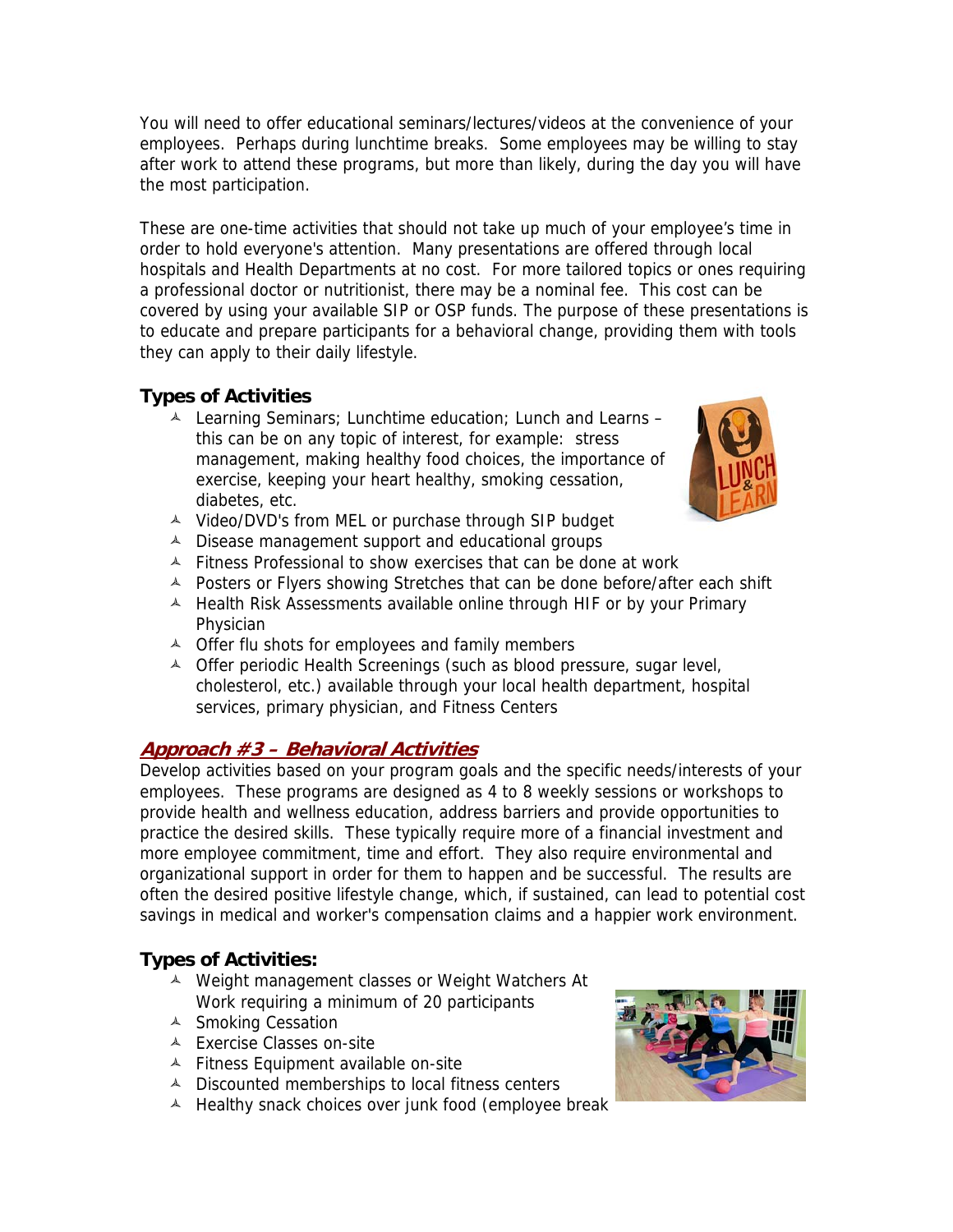You will need to offer educational seminars/lectures/videos at the convenience of your employees. Perhaps during lunchtime breaks. Some employees may be willing to stay after work to attend these programs, but more than likely, during the day you will have the most participation.

These are one-time activities that should not take up much of your employee's time in order to hold everyone's attention. Many presentations are offered through local hospitals and Health Departments at no cost. For more tailored topics or ones requiring a professional doctor or nutritionist, there may be a nominal fee. This cost can be covered by using your available SIP or OSP funds. The purpose of these presentations is to educate and prepare participants for a behavioral change, providing them with tools they can apply to their daily lifestyle.

### Types of Activities

- Learning Seminars; Lunchtime education; Lunch and Learns – this can be on any topic of interest, for example: stress management, making healthy food choices, the importance of exercise, keeping your heart healthy, smoking cessation, diabetes, etc.
- Video/DVD's from MEL or purchase through SIP budget
- Disease management support and educational groups
- Fitness Professional to show exercises that can be done at work
- Posters or Flyers showing Stretches that can be done before/after each shift
- Health Risk Assessments available online through HIF or by your Primary Physician
- Offer flu shots for employees and family members
- Offer periodic Health Screenings (such as blood pressure, sugar level, cholesterol, etc.) available through your local health department, hospital services, primary physician, and Fitness Centers

## Approach #3 – Behavioral Activities

Develop activities based on your program goals and the specific needs/interests of your employees. These programs are designed as 4 to 8 weekly sessions or workshops to provide health and wellness education, address barriers and provide opportunities to practice the desired skills. These typically require more of a financial investment and more employee commitment, time and effort. They also require environmental and organizational support in order for them to happen and be successful. The results are often the desired positive lifestyle change, which, if sustained, can lead to potential cost savings in medical and worker's compensation claims and a happier work environment.

### Types of Activities:

- Weight management classes or Weight Watchers At Work requiring a minimum of 20 participants
- Smoking Cessation
- Exercise Classes on-site
- Fitness Equipment available on-site
- Discounted memberships to local fitness centers
- Healthy snack choices over junk food (employee break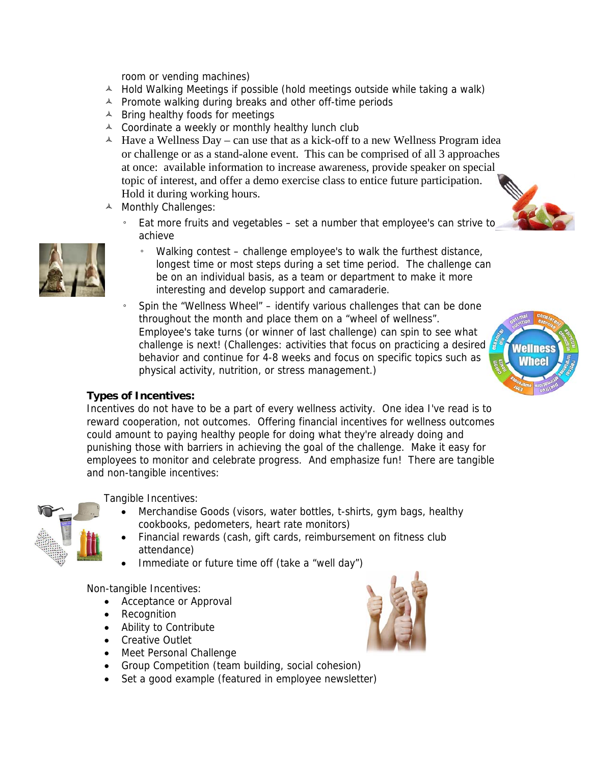room or vending machines)

- Hold Walking Meetings if possible (hold meetings outside while taking a walk)
- Promote walking during breaks and other off-time periods
- Bring healthy foods for meetings
- Coordinate a weekly or monthly healthy lunch club
- Have a Wellness Day – can use that as a kick-off to a new Wellness Program idea or challenge or as a stand-alone event. This can be comprised of all 3 approaches at once: available information to increase awareness, provide speaker on special topic of interest, and offer a demo exercise class to entice future participation. Hold it during working hours.
- Monthly Challenges:
  - Eat more fruits and vegetables – set a number that employee's can strive to achieve
    - Walking contest – challenge employee's to walk the furthest distance, longest time or most steps during a set time period. The challenge can be on an individual basis, as a team or department to make it more interesting and develop support and camaraderie.
  - Spin the "Wellness Wheel" – identify various challenges that can be done throughout the month and place them on a "wheel of wellness". Employee's take turns (or winner of last challenge) can spin to see what challenge is next! (Challenges: activities that focus on practicing a desired behavior and continue for 4-8 weeks and focus on specific topics such as physical activity, nutrition, or stress management.)

**Types of Incentives:**

Incentives do not have to be a part of every wellness activity. One idea I've read is to reward cooperation, not outcomes. Offering financial incentives for wellness outcomes could amount to paying healthy people for doing what they're already doing and punishing those with barriers in achieving the goal of the challenge. Make it easy for employees to monitor and celebrate progress. And emphasize fun! There are tangible and non-tangible incentives:

Tangible Incentives:

- Merchandise Goods (visors, water bottles, t-shirts, gym bags, healthy cookbooks, pedometers, heart rate monitors)
- Financial rewards (cash, gift cards, reimbursement on fitness club attendance)
- Immediate or future time off (take a "well day")

Non-tangible Incentives:

- Acceptance or Approval
- Recognition
- Ability to Contribute
- Creative Outlet
- Meet Personal Challenge
- Group Competition (team building, social cohesion)
- Set a good example (featured in employee newsletter)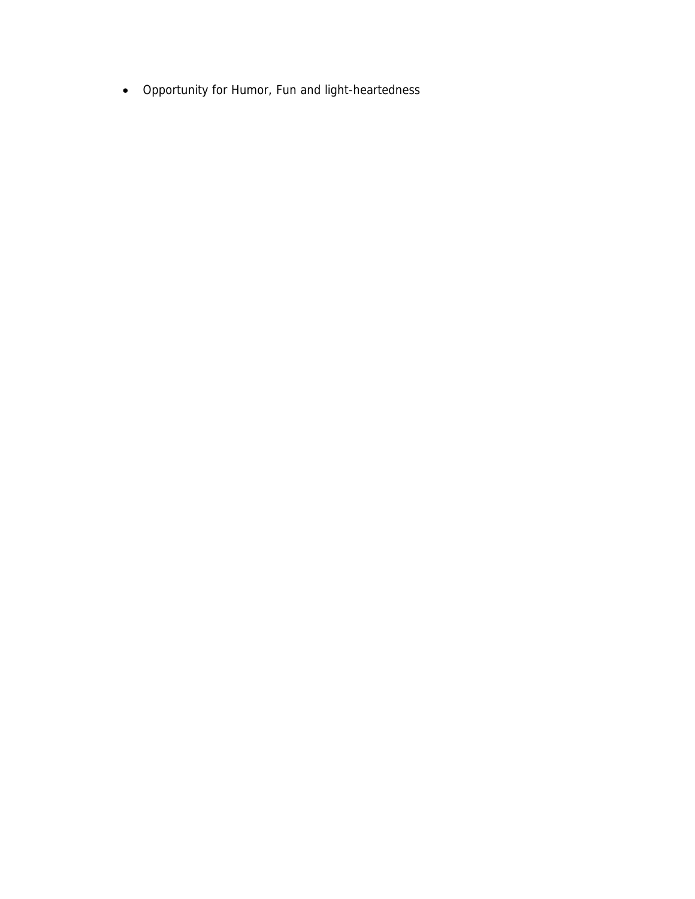- Opportunity for Humor, Fun and light-heartedness